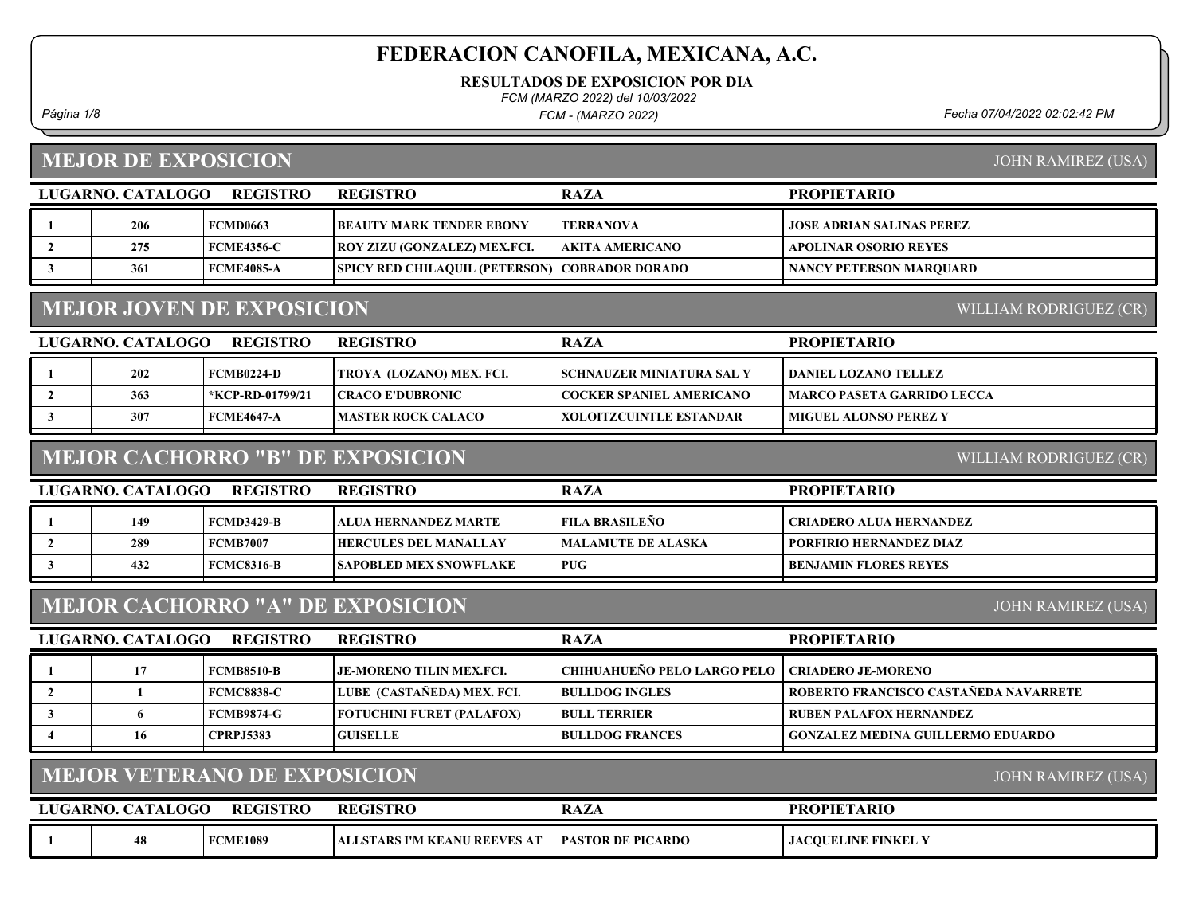# FEDERACION CANOFILA, MEXICANA, A.C.

**RESULTADOS DE EXPOSICION POR DIA**

*FCM (MARZO 2022) del 10/03/2022*

*FCM - (MARZO 2022)*

*Fecha 07/04/2022 02:02:42 PM*

## MEJOR DE EXPOSICION

JOHN RAMIREZ (USA)

| LUGAR | NO. CATALOGO | REGISTRO | REGISTRO | RAZA | PROPIETARIO |
|---|---|---|---|---|---|
| 1 | 206 | FCMD0663 | BEAUTY MARK TENDER EBONY | TERRANOVA | JOSE ADRIAN SALINAS PEREZ |
| 2 | 275 | FCME4356-C | ROY ZIZU (GONZALEZ) MEX.FCI. | AKITA AMERICANO | APOLINAR OSORIO REYES |
| 3 | 361 | FCME4085-A | SPICY RED CHILAQUIL (PETERSON) | COBRADOR DORADO | NANCY PETERSON MARQUARD |

## MEJOR JOVEN DE EXPOSICION

WILLIAM RODRIGUEZ (CR)

| LUGAR | NO. CATALOGO | REGISTRO | REGISTRO | RAZA | PROPIETARIO |
|---|---|---|---|---|---|
| 1 | 202 | FCMB0224-D | TROYA (LOZANO) MEX. FCI. | SCHNAUZER MINIATURA SAL Y | DANIEL LOZANO TELLEZ |
| 2 | 363 | *KCP-RD-01799/21 | CRACO E'DUBRONIC | COCKER SPANIEL AMERICANO | MARCO PASETA GARRIDO LECCA |
| 3 | 307 | FCME4647-A | MASTER ROCK CALACO | XOLOITZCUINTLE ESTANDAR | MIGUEL ALONSO PEREZ Y |

## MEJOR CACHORRO "B" DE EXPOSICION

WILLIAM RODRIGUEZ (CR)

| LUGAR | NO. CATALOGO | REGISTRO | REGISTRO | RAZA | PROPIETARIO |
|---|---|---|---|---|---|
| 1 | 149 | FCMD3429-B | ALUA HERNANDEZ MARTE | FILA BRASILEÑO | CRIADERO ALUA HERNANDEZ |
| 2 | 289 | FCMB7007 | HERCULES DEL MANALLAY | MALAMUTE DE ALASKA | PORFIRIO HERNANDEZ DIAZ |
| 3 | 432 | FCMC8316-B | SAPOBLED MEX SNOWFLAKE | PUG | BENJAMIN FLORES REYES |

## MEJOR CACHORRO "A" DE EXPOSICION

JOHN RAMIREZ (USA)

| LUGAR | NO. CATALOGO | REGISTRO | REGISTRO | RAZA | PROPIETARIO |
|---|---|---|---|---|---|
| 1 | 17 | FCMB8510-B | JE-MORENO TILIN MEX.FCI. | CHIHUAHUEÑO PELO LARGO PELO | CRIADERO JE-MORENO |
| 2 | 1 | FCMC8838-C | LUBE (CASTAÑEDA) MEX. FCI. | BULLDOG INGLES | ROBERTO FRANCISCO CASTAÑEDA NAVARRETE |
| 3 | 6 | FCMB9874-G | FOTUCHINI FURET (PALAFOX) | BULL TERRIER | RUBEN PALAFOX HERNANDEZ |
| 4 | 16 | CPRPJ5383 | GUISELLE | BULLDOG FRANCES | GONZALEZ MEDINA GUILLERMO EDUARDO |

## MEJOR VETERANO DE EXPOSICION

JOHN RAMIREZ (USA)

| LUGAR | NO. CATALOGO | REGISTRO | REGISTRO | RAZA | PROPIETARIO |
|---|---|---|---|---|---|
| 1 | 48 | FCME1089 | ALLSTARS I'M KEANU REEVES AT | PASTOR DE PICARDO | JACQUELINE FINKEL Y |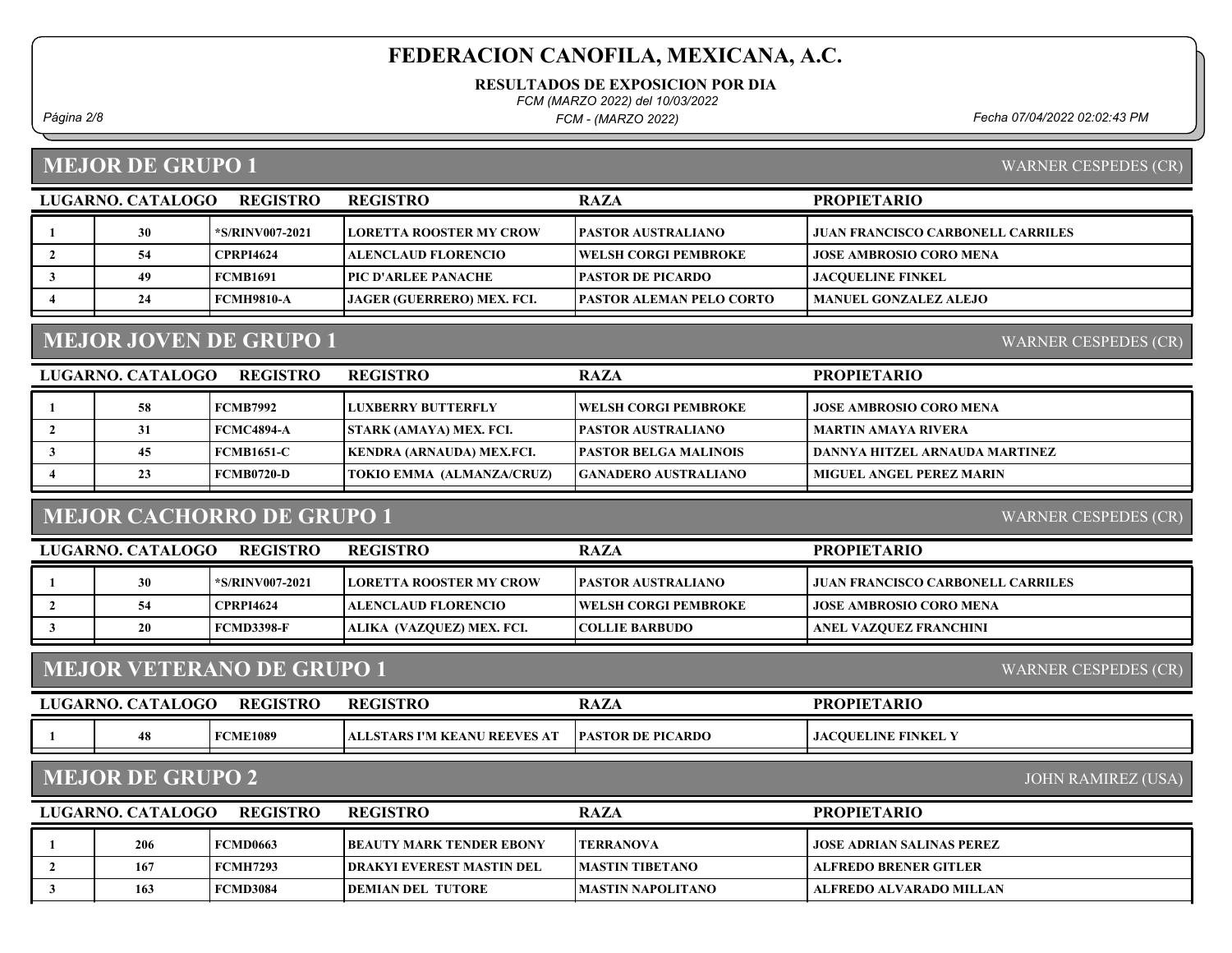# FEDERACION CANOFILA, MEXICANA, A.C.

**RESULTADOS DE EXPOSICION POR DIA**

*FCM (MARZO 2022) del 10/03/2022*

*FCM - (MARZO 2022)*

*Fecha 07/04/2022 02:02:43 PM*

## MEJOR DE GRUPO 1

WARNER CESPEDES (CR)

| LUGAR | NO. CATALOGO | REGISTRO | REGISTRO | RAZA | PROPIETARIO |
|---|---|---|---|---|---|
| 1 | 30 | *S/RINV007-2021 | LORETTA ROOSTER MY CROW | PASTOR AUSTRALIANO | JUAN FRANCISCO CARBONELL CARRILES |
| 2 | 54 | CPRPI4624 | ALENCLAUD FLORENCIO | WELSH CORGI PEMBROKE | JOSE AMBROSIO CORO MENA |
| 3 | 49 | FCMB1691 | PIC D'ARLEE PANACHE | PASTOR DE PICARDO | JACQUELINE FINKEL |
| 4 | 24 | FCMH9810-A | JAGER (GUERRERO) MEX. FCI. | PASTOR ALEMAN PELO CORTO | MANUEL GONZALEZ ALEJO |

## MEJOR JOVEN DE GRUPO 1

WARNER CESPEDES (CR)

| LUGAR | NO. CATALOGO | REGISTRO | REGISTRO | RAZA | PROPIETARIO |
|---|---|---|---|---|---|
| 1 | 58 | FCMB7992 | LUXBERRY BUTTERFLY | WELSH CORGI PEMBROKE | JOSE AMBROSIO CORO MENA |
| 2 | 31 | FCMC4894-A | STARK (AMAYA) MEX. FCI. | PASTOR AUSTRALIANO | MARTIN AMAYA RIVERA |
| 3 | 45 | FCMB1651-C | KENDRA (ARNAUDA) MEX.FCI. | PASTOR BELGA MALINOIS | DANNYA HITZEL ARNAUDA MARTINEZ |
| 4 | 23 | FCMB0720-D | TOKIO EMMA (ALMANZA/CRUZ) | GANADERO AUSTRALIANO | MIGUEL ANGEL PEREZ MARIN |

## MEJOR CACHORRO DE GRUPO 1

WARNER CESPEDES (CR)

| LUGAR | NO. CATALOGO | REGISTRO | REGISTRO | RAZA | PROPIETARIO |
|---|---|---|---|---|---|
| 1 | 30 | *S/RINV007-2021 | LORETTA ROOSTER MY CROW | PASTOR AUSTRALIANO | JUAN FRANCISCO CARBONELL CARRILES |
| 2 | 54 | CPRPI4624 | ALENCLAUD FLORENCIO | WELSH CORGI PEMBROKE | JOSE AMBROSIO CORO MENA |
| 3 | 20 | FCMD3398-F | ALIKA (VAZQUEZ) MEX. FCI. | COLLIE BARBUDO | ANEL VAZQUEZ FRANCHINI |

## MEJOR VETERANO DE GRUPO 1

WARNER CESPEDES (CR)

| LUGAR | NO. CATALOGO | REGISTRO | REGISTRO | RAZA | PROPIETARIO |
|---|---|---|---|---|---|
| 1 | 48 | FCME1089 | ALLSTARS I'M KEANU REEVES AT | PASTOR DE PICARDO | JACQUELINE FINKEL Y |

## MEJOR DE GRUPO 2

JOHN RAMIREZ (USA)

| LUGAR | NO. CATALOGO | REGISTRO | REGISTRO | RAZA | PROPIETARIO |
|---|---|---|---|---|---|
| 1 | 206 | FCMD0663 | BEAUTY MARK TENDER EBONY | TERRANOVA | JOSE ADRIAN SALINAS PEREZ |
| 2 | 167 | FCMH7293 | DRAKYI EVEREST MASTIN DEL | MASTIN TIBETANO | ALFREDO BRENER GITLER |
| 3 | 163 | FCMD3084 | DEMIAN DEL TUTORE | MASTIN NAPOLITANO | ALFREDO ALVARADO MILLAN |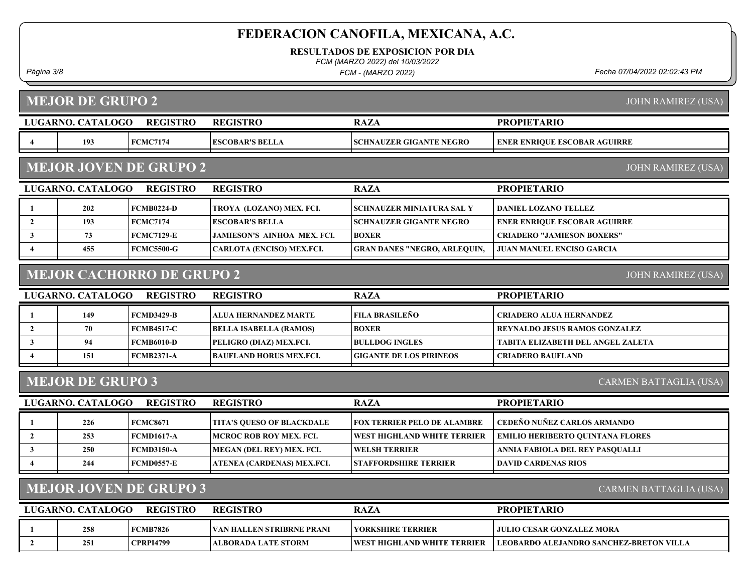# FEDERACION CANOFILA, MEXICANA, A.C.

**RESULTADOS DE EXPOSICION POR DIA**

*FCM (MARZO 2022) del 10/03/2022*

*FCM - (MARZO 2022)*

*Fecha 07/04/2022 02:02:43 PM*

## MEJOR DE GRUPO 2

JOHN RAMIREZ (USA)

| LUGAR | NO. CATALOGO | REGISTRO | REGISTRO | RAZA | PROPIETARIO |
|---|---|---|---|---|---|
| 4 | 193 | FCMC7174 | ESCOBAR'S BELLA | SCHNAUZER GIGANTE NEGRO | ENER ENRIQUE ESCOBAR AGUIRRE |

## MEJOR JOVEN DE GRUPO 2

JOHN RAMIREZ (USA)

| LUGAR | NO. CATALOGO | REGISTRO | REGISTRO | RAZA | PROPIETARIO |
|---|---|---|---|---|---|
| 1 | 202 | FCMB0224-D | TROYA (LOZANO) MEX. FCI. | SCHNAUZER MINIATURA SAL Y | DANIEL LOZANO TELLEZ |
| 2 | 193 | FCMC7174 | ESCOBAR'S BELLA | SCHNAUZER GIGANTE NEGRO | ENER ENRIQUE ESCOBAR AGUIRRE |
| 3 | 73 | FCMC7129-E | JAMIESON'S AINHOA MEX. FCI. | BOXER | CRIADERO "JAMIESON BOXERS" |
| 4 | 455 | FCMC5500-G | CARLOTA (ENCISO) MEX.FCI. | GRAN DANES "NEGRO, ARLEQUIN, | JUAN MANUEL ENCISO GARCIA |

## MEJOR CACHORRO DE GRUPO 2

JOHN RAMIREZ (USA)

| LUGAR | NO. CATALOGO | REGISTRO | REGISTRO | RAZA | PROPIETARIO |
|---|---|---|---|---|---|
| 1 | 149 | FCMD3429-B | ALUA HERNANDEZ MARTE | FILA BRASILEÑO | CRIADERO ALUA HERNANDEZ |
| 2 | 70 | FCMB4517-C | BELLA ISABELLA (RAMOS) | BOXER | REYNALDO JESUS RAMOS GONZALEZ |
| 3 | 94 | FCMB6010-D | PELIGRO (DIAZ) MEX.FCI. | BULLDOG INGLES | TABITA ELIZABETH DEL ANGEL ZALETA |
| 4 | 151 | FCMB2371-A | BAUFLAND HORUS MEX.FCI. | GIGANTE DE LOS PIRINEOS | CRIADERO BAUFLAND |

## MEJOR DE GRUPO 3

CARMEN BATTAGLIA (USA)

| LUGAR | NO. CATALOGO | REGISTRO | REGISTRO | RAZA | PROPIETARIO |
|---|---|---|---|---|---|
| 1 | 226 | FCMC8671 | TITA'S QUESO OF BLACKDALE | FOX TERRIER PELO DE ALAMBRE | CEDEÑO NUÑEZ CARLOS ARMANDO |
| 2 | 253 | FCMD1617-A | MCROC ROB ROY MEX. FCI. | WEST HIGHLAND WHITE TERRIER | EMILIO HERIBERTO QUINTANA FLORES |
| 3 | 250 | FCMD3150-A | MEGAN (DEL REY) MEX. FCI. | WELSH TERRIER | ANNIA FABIOLA DEL REY PASQUALLI |
| 4 | 244 | FCMD0557-E | ATENEA (CARDENAS) MEX.FCI. | STAFFORDSHIRE TERRIER | DAVID CARDENAS RIOS |

## MEJOR JOVEN DE GRUPO 3

CARMEN BATTAGLIA (USA)

| LUGAR | NO. CATALOGO | REGISTRO | REGISTRO | RAZA | PROPIETARIO |
|---|---|---|---|---|---|
| 1 | 258 | FCMB7826 | VAN HALLEN STRIBRNE PRANI | YORKSHIRE TERRIER | JULIO CESAR GONZALEZ MORA |
| 2 | 251 | CPRPI4799 | ALBORADA LATE STORM | WEST HIGHLAND WHITE TERRIER | LEOBARDO ALEJANDRO SANCHEZ-BRETON VILLA |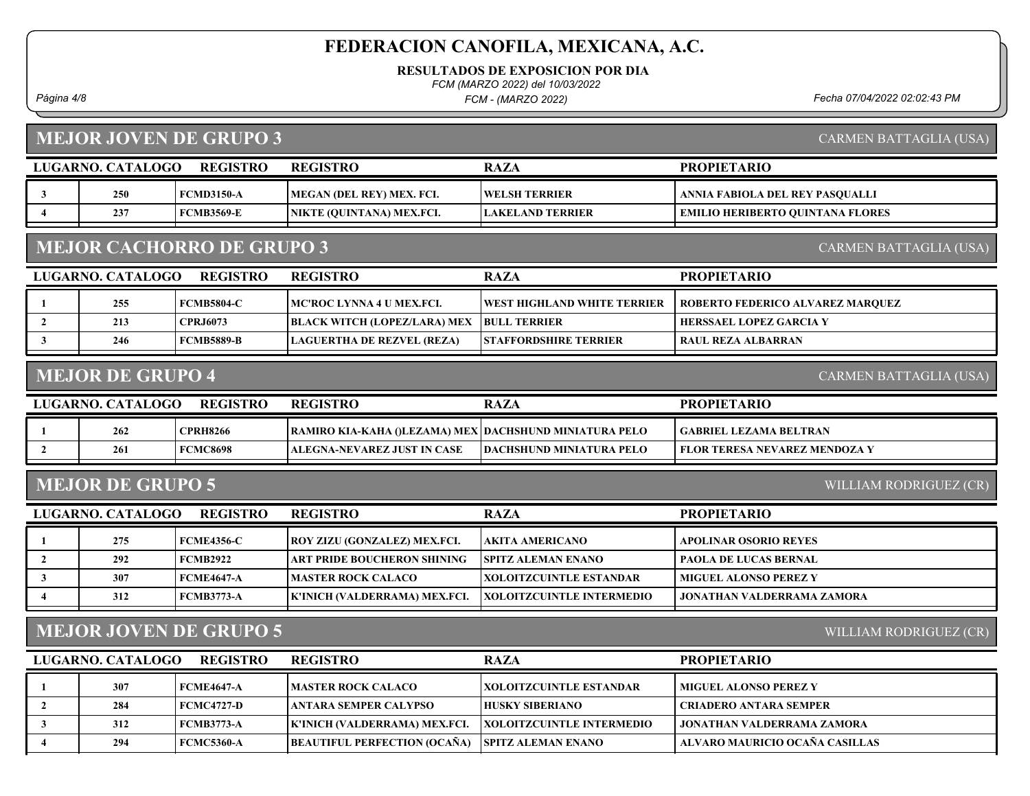# FEDERACION CANOFILA, MEXICANA, A.C.

**RESULTADOS DE EXPOSICION POR DIA**

*FCM (MARZO 2022) del 10/03/2022*

*FCM - (MARZO 2022)*

*Fecha 07/04/2022 02:02:43 PM*

## MEJOR JOVEN DE GRUPO 3

CARMEN BATTAGLIA (USA)

| LUGAR | NO. CATALOGO | REGISTRO | REGISTRO | RAZA | PROPIETARIO |
|---|---|---|---|---|---|
| 3 | 250 | FCMD3150-A | MEGAN (DEL REY) MEX. FCI. | WELSH TERRIER | ANNIA FABIOLA DEL REY PASQUALLI |
| 4 | 237 | FCMB3569-E | NIKTE (QUINTANA) MEX.FCI. | LAKELAND TERRIER | EMILIO HERIBERTO QUINTANA FLORES |

## MEJOR CACHORRO DE GRUPO 3

CARMEN BATTAGLIA (USA)

| LUGAR | NO. CATALOGO | REGISTRO | REGISTRO | RAZA | PROPIETARIO |
|---|---|---|---|---|---|
| 1 | 255 | FCMB5804-C | MC'ROC LYNNA 4 U MEX.FCI. | WEST HIGHLAND WHITE TERRIER | ROBERTO FEDERICO ALVAREZ MARQUEZ |
| 2 | 213 | CPRJ6073 | BLACK WITCH (LOPEZ/LARA) MEX | BULL TERRIER | HERSSAEL LOPEZ GARCIA Y |
| 3 | 246 | FCMB5889-B | LAGUERTHA DE REZVEL (REZA) | STAFFORDSHIRE TERRIER | RAUL REZA ALBARRAN |

## MEJOR DE GRUPO 4

CARMEN BATTAGLIA (USA)

| LUGAR | NO. CATALOGO | REGISTRO | REGISTRO | RAZA | PROPIETARIO |
|---|---|---|---|---|---|
| 1 | 262 | CPRH8266 | RAMIRO KIA-KAHA ()LEZAMA) MEX | DACHSHUND MINIATURA PELO | GABRIEL LEZAMA BELTRAN |
| 2 | 261 | FCMC8698 | ALEGNA-NEVAREZ JUST IN CASE | DACHSHUND MINIATURA PELO | FLOR TERESA NEVAREZ MENDOZA Y |

## MEJOR DE GRUPO 5

WILLIAM RODRIGUEZ (CR)

| LUGAR | NO. CATALOGO | REGISTRO | REGISTRO | RAZA | PROPIETARIO |
|---|---|---|---|---|---|
| 1 | 275 | FCME4356-C | ROY ZIZU (GONZALEZ) MEX.FCI. | AKITA AMERICANO | APOLINAR OSORIO REYES |
| 2 | 292 | FCMB2922 | ART PRIDE BOUCHERON SHINING | SPITZ ALEMAN ENANO | PAOLA DE LUCAS BERNAL |
| 3 | 307 | FCME4647-A | MASTER ROCK CALACO | XOLOITZCUINTLE ESTANDAR | MIGUEL ALONSO PEREZ Y |
| 4 | 312 | FCMB3773-A | K'INICH (VALDERRAMA) MEX.FCI. | XOLOITZCUINTLE INTERMEDIO | JONATHAN VALDERRAMA ZAMORA |

## MEJOR JOVEN DE GRUPO 5

WILLIAM RODRIGUEZ (CR)

| LUGAR | NO. CATALOGO | REGISTRO | REGISTRO | RAZA | PROPIETARIO |
|---|---|---|---|---|---|
| 1 | 307 | FCME4647-A | MASTER ROCK CALACO | XOLOITZCUINTLE ESTANDAR | MIGUEL ALONSO PEREZ Y |
| 2 | 284 | FCMC4727-D | ANTARA SEMPER CALYPSO | HUSKY SIBERIANO | CRIADERO ANTARA SEMPER |
| 3 | 312 | FCMB3773-A | K'INICH (VALDERRAMA) MEX.FCI. | XOLOITZCUINTLE INTERMEDIO | JONATHAN VALDERRAMA ZAMORA |
| 4 | 294 | FCMC5360-A | BEAUTIFUL PERFECTION (OCAÑA) | SPITZ ALEMAN ENANO | ALVARO MAURICIO OCAÑA CASILLAS |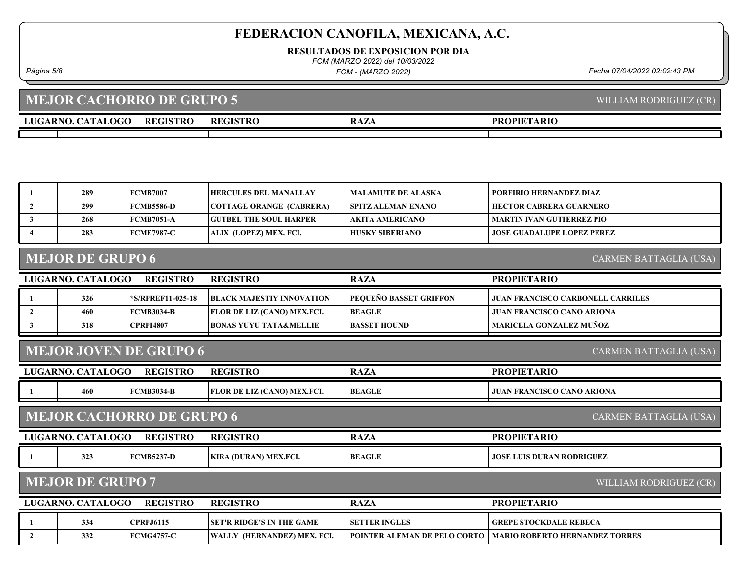# FEDERACION CANOFILA, MEXICANA, A.C.

**RESULTADOS DE EXPOSICION POR DIA**

*FCM (MARZO 2022) del 10/03/2022*

*FCM - (MARZO 2022)*

*Fecha 07/04/2022 02:02:43 PM*

## MEJOR CACHORRO DE GRUPO 5

WILLIAM RODRIGUEZ (CR)

| LUGAR | NO. CATALOGO | REGISTRO | REGISTRO | RAZA | PROPIETARIO |
|---|---|---|---|---|---|
| | | | | | |

| LUGAR | NO. CATALOGO | REGISTRO | REGISTRO | RAZA | PROPIETARIO |
|---|---|---|---|---|---|
| 1 | 289 | FCMB7007 | HERCULES DEL MANALLAY | MALAMUTE DE ALASKA | PORFIRIO HERNANDEZ DIAZ |
| 2 | 299 | FCMB5586-D | COTTAGE ORANGE (CABRERA) | SPITZ ALEMAN ENANO | HECTOR CABRERA GUARNERO |
| 3 | 268 | FCMB7051-A | GUTBEL THE SOUL HARPER | AKITA AMERICANO | MARTIN IVAN GUTIERREZ PIO |
| 4 | 283 | FCME7987-C | ALIX (LOPEZ) MEX. FCI. | HUSKY SIBERIANO | JOSE GUADALUPE LOPEZ PEREZ |

## MEJOR DE GRUPO 6

CARMEN BATTAGLIA (USA)

| LUGAR | NO. CATALOGO | REGISTRO | REGISTRO | RAZA | PROPIETARIO |
|---|---|---|---|---|---|
| 1 | 326 | *S/RPREF11-025-18 | BLACK MAJESTIY INNOVATION | PEQUEÑO BASSET GRIFFON | JUAN FRANCISCO CARBONELL CARRILES |
| 2 | 460 | FCMB3034-B | FLOR DE LIZ (CANO) MEX.FCI. | BEAGLE | JUAN FRANCISCO CANO ARJONA |
| 3 | 318 | CPRPI4807 | BONAS YUYU TATA&MELLIE | BASSET HOUND | MARICELA GONZALEZ MUÑOZ |

## MEJOR JOVEN DE GRUPO 6

CARMEN BATTAGLIA (USA)

| LUGAR | NO. CATALOGO | REGISTRO | REGISTRO | RAZA | PROPIETARIO |
|---|---|---|---|---|---|
| 1 | 460 | FCMB3034-B | FLOR DE LIZ (CANO) MEX.FCI. | BEAGLE | JUAN FRANCISCO CANO ARJONA |

## MEJOR CACHORRO DE GRUPO 6

CARMEN BATTAGLIA (USA)

| LUGAR | NO. CATALOGO | REGISTRO | REGISTRO | RAZA | PROPIETARIO |
|---|---|---|---|---|---|
| 1 | 323 | FCMB5237-D | KIRA (DURAN) MEX.FCI. | BEAGLE | JOSE LUIS DURAN RODRIGUEZ |

## MEJOR DE GRUPO 7

WILLIAM RODRIGUEZ (CR)

| LUGAR | NO. CATALOGO | REGISTRO | REGISTRO | RAZA | PROPIETARIO |
|---|---|---|---|---|---|
| 1 | 334 | CPRPJ6115 | SET'R RIDGE'S IN THE GAME | SETTER INGLES | GREPE STOCKDALE REBECA |
| 2 | 332 | FCMG4757-C | WALLY (HERNANDEZ) MEX. FCI. | POINTER ALEMAN DE PELO CORTO | MARIO ROBERTO HERNANDEZ TORRES |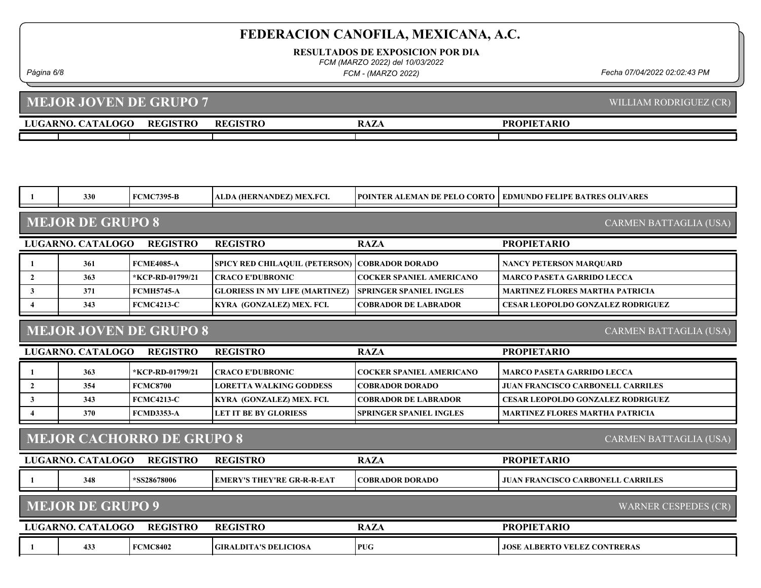# FEDERACION CANOFILA, MEXICANA, A.C.

**RESULTADOS DE EXPOSICION POR DIA**

*FCM (MARZO 2022) del 10/03/2022*

*FCM - (MARZO 2022)*

*Fecha 07/04/2022 02:02:43 PM*

## MEJOR JOVEN DE GRUPO 7

WILLIAM RODRIGUEZ (CR)

| LUGAR | NO. CATALOGO | REGISTRO | REGISTRO | RAZA | PROPIETARIO |
|---|---|---|---|---|---|
| 1 | 330 | FCMC7395-B | ALDA (HERNANDEZ) MEX.FCI. | POINTER ALEMAN DE PELO CORTO | EDMUNDO FELIPE BATRES OLIVARES |

## MEJOR DE GRUPO 8

CARMEN BATTAGLIA (USA)

| LUGAR | NO. CATALOGO | REGISTRO | REGISTRO | RAZA | PROPIETARIO |
|---|---|---|---|---|---|
| 1 | 361 | FCME4085-A | SPICY RED CHILAQUIL (PETERSON) | COBRADOR DORADO | NANCY PETERSON MARQUARD |
| 2 | 363 | *KCP-RD-01799/21 | CRACO E'DUBRONIC | COCKER SPANIEL AMERICANO | MARCO PASETA GARRIDO LECCA |
| 3 | 371 | FCMH5745-A | GLORIESS IN MY LIFE (MARTINEZ) | SPRINGER SPANIEL INGLES | MARTINEZ FLORES MARTHA PATRICIA |
| 4 | 343 | FCMC4213-C | KYRA (GONZALEZ) MEX. FCI. | COBRADOR DE LABRADOR | CESAR LEOPOLDO GONZALEZ RODRIGUEZ |

## MEJOR JOVEN DE GRUPO 8

CARMEN BATTAGLIA (USA)

| LUGAR | NO. CATALOGO | REGISTRO | REGISTRO | RAZA | PROPIETARIO |
|---|---|---|---|---|---|
| 1 | 363 | *KCP-RD-01799/21 | CRACO E'DUBRONIC | COCKER SPANIEL AMERICANO | MARCO PASETA GARRIDO LECCA |
| 2 | 354 | FCMC8700 | LORETTA WALKING GODDESS | COBRADOR DORADO | JUAN FRANCISCO CARBONELL CARRILES |
| 3 | 343 | FCMC4213-C | KYRA (GONZALEZ) MEX. FCI. | COBRADOR DE LABRADOR | CESAR LEOPOLDO GONZALEZ RODRIGUEZ |
| 4 | 370 | FCMD3353-A | LET IT BE BY GLORIESS | SPRINGER SPANIEL INGLES | MARTINEZ FLORES MARTHA PATRICIA |

## MEJOR CACHORRO DE GRUPO 8

CARMEN BATTAGLIA (USA)

| LUGAR | NO. CATALOGO | REGISTRO | REGISTRO | RAZA | PROPIETARIO |
|---|---|---|---|---|---|
| 1 | 348 | *SS28678006 | EMERY'S THEY'RE GR-R-R-EAT | COBRADOR DORADO | JUAN FRANCISCO CARBONELL CARRILES |

## MEJOR DE GRUPO 9

WARNER CESPEDES (CR)

| LUGAR | NO. CATALOGO | REGISTRO | REGISTRO | RAZA | PROPIETARIO |
|---|---|---|---|---|---|
| 1 | 433 | FCMC8402 | GIRALDITA'S DELICIOSA | PUG | JOSE ALBERTO VELEZ CONTRERAS |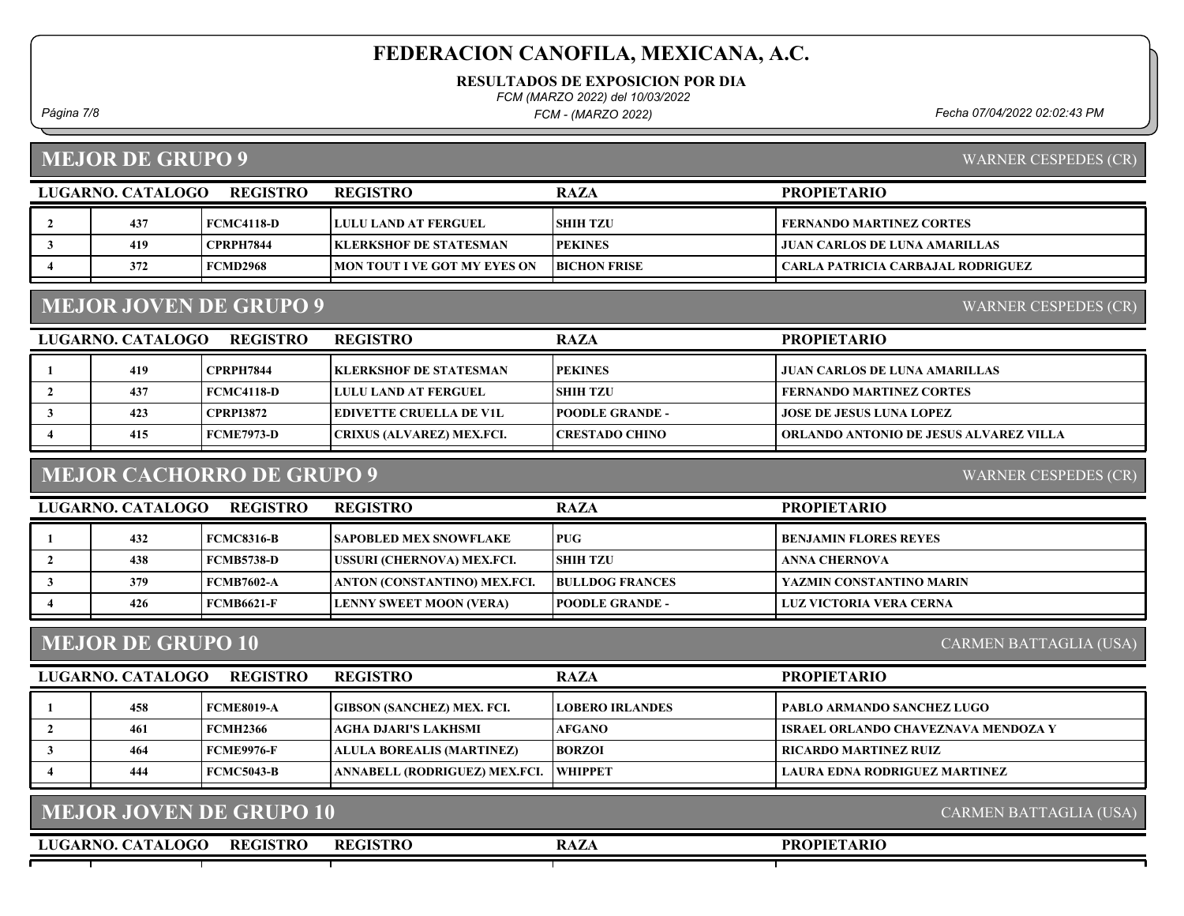# FEDERACION CANOFILA, MEXICANA, A.C.

**RESULTADOS DE EXPOSICION POR DIA**

*FCM (MARZO 2022) del 10/03/2022*

*FCM - (MARZO 2022)*

## MEJOR DE GRUPO 9

WARNER CESPEDES (CR)

| LUGAR | NO. CATALOGO | REGISTRO | REGISTRO | RAZA | PROPIETARIO |
|---|---|---|---|---|---|
| 2 | 437 | FCMC4118-D | LULU LAND AT FERGUEL | SHIH TZU | FERNANDO MARTINEZ CORTES |
| 3 | 419 | CPRPH7844 | KLERKSHOF DE STATESMAN | PEKINES | JUAN CARLOS DE LUNA AMARILLAS |
| 4 | 372 | FCMD2968 | MON TOUT I VE GOT MY EYES ON | BICHON FRISE | CARLA PATRICIA CARBAJAL RODRIGUEZ |

## MEJOR JOVEN DE GRUPO 9

WARNER CESPEDES (CR)

| LUGAR | NO. CATALOGO | REGISTRO | REGISTRO | RAZA | PROPIETARIO |
|---|---|---|---|---|---|
| 1 | 419 | CPRPH7844 | KLERKSHOF DE STATESMAN | PEKINES | JUAN CARLOS DE LUNA AMARILLAS |
| 2 | 437 | FCMC4118-D | LULU LAND AT FERGUEL | SHIH TZU | FERNANDO MARTINEZ CORTES |
| 3 | 423 | CPRPI3872 | EDIVETTE CRUELLA DE V1L | POODLE GRANDE - | JOSE DE JESUS LUNA LOPEZ |
| 4 | 415 | FCME7973-D | CRIXUS (ALVAREZ) MEX.FCI. | CRESTADO CHINO | ORLANDO ANTONIO DE JESUS ALVAREZ VILLA |

## MEJOR CACHORRO DE GRUPO 9

WARNER CESPEDES (CR)

| LUGAR | NO. CATALOGO | REGISTRO | REGISTRO | RAZA | PROPIETARIO |
|---|---|---|---|---|---|
| 1 | 432 | FCMC8316-B | SAPOBLED MEX SNOWFLAKE | PUG | BENJAMIN FLORES REYES |
| 2 | 438 | FCMB5738-D | USSURI (CHERNOVA) MEX.FCI. | SHIH TZU | ANNA CHERNOVA |
| 3 | 379 | FCMB7602-A | ANTON (CONSTANTINO) MEX.FCI. | BULLDOG FRANCES | YAZMIN CONSTANTINO MARIN |
| 4 | 426 | FCMB6621-F | LENNY SWEET MOON (VERA) | POODLE GRANDE - | LUZ VICTORIA VERA CERNA |

## MEJOR DE GRUPO 10

CARMEN BATTAGLIA (USA)

| LUGAR | NO. CATALOGO | REGISTRO | REGISTRO | RAZA | PROPIETARIO |
|---|---|---|---|---|---|
| 1 | 458 | FCME8019-A | GIBSON (SANCHEZ) MEX. FCI. | LOBERO IRLANDES | PABLO ARMANDO SANCHEZ LUGO |
| 2 | 461 | FCMH2366 | AGHA DJARI'S LAKHSMI | AFGANO | ISRAEL ORLANDO CHAVEZNAVA MENDOZA Y |
| 3 | 464 | FCME9976-F | ALULA BOREALIS (MARTINEZ) | BORZOI | RICARDO MARTINEZ RUIZ |
| 4 | 444 | FCMC5043-B | ANNABELL (RODRIGUEZ) MEX.FCI. | WHIPPET | LAURA EDNA RODRIGUEZ MARTINEZ |

## MEJOR JOVEN DE GRUPO 10

CARMEN BATTAGLIA (USA)

| LUGAR | NO. CATALOGO | REGISTRO | REGISTRO | RAZA | PROPIETARIO |
|---|---|---|---|---|---|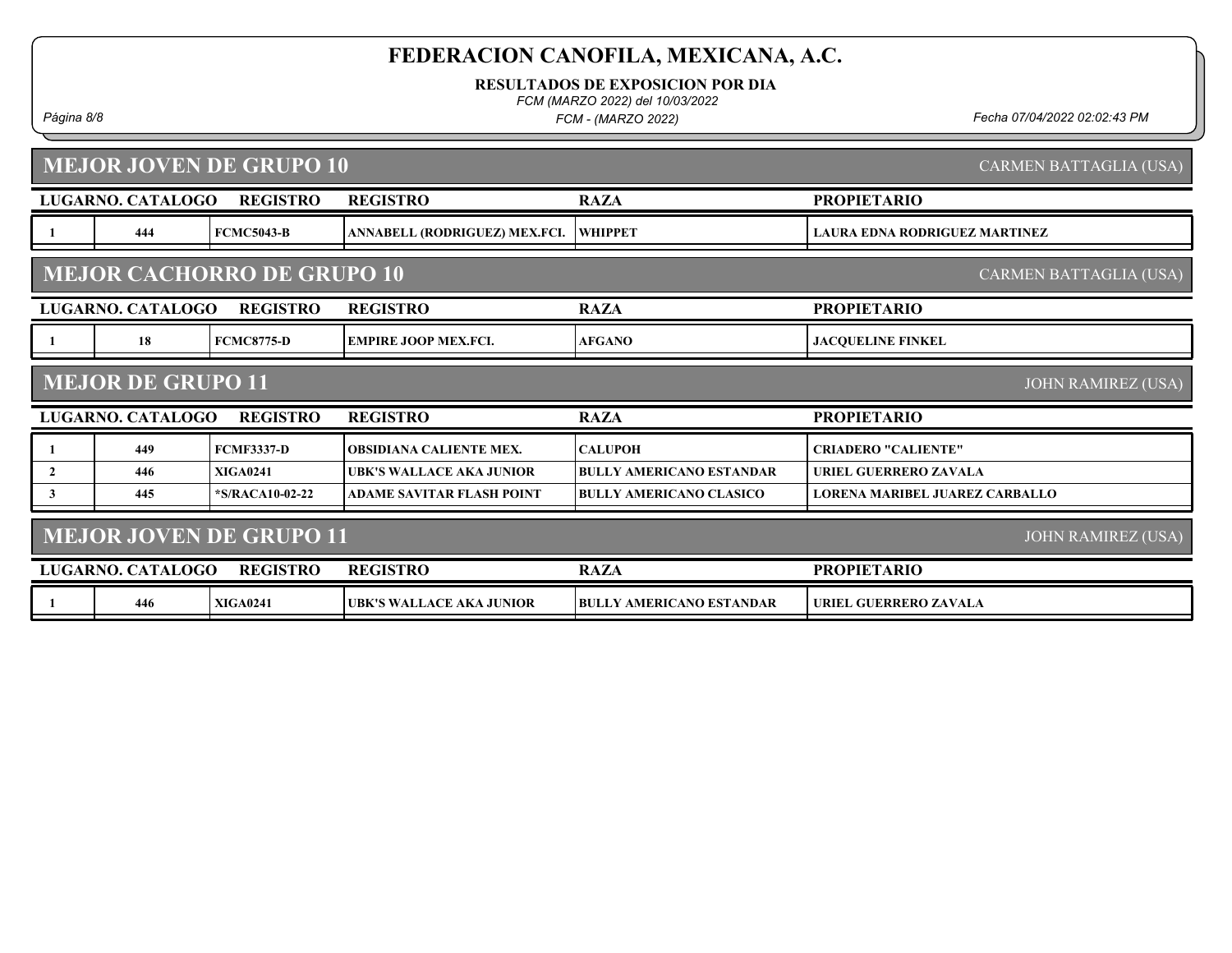## MEJOR JOVEN DE GRUPO 10

CARMEN BATTAGLIA (USA)

| LUGAR | NO. CATALOGO | REGISTRO | REGISTRO | RAZA | PROPIETARIO |
|---|---|---|---|---|---|
| 1 | 444 | FCMC5043-B | ANNABELL (RODRIGUEZ) MEX.FCI. | WHIPPET | LAURA EDNA RODRIGUEZ MARTINEZ |

## MEJOR CACHORRO DE GRUPO 10

CARMEN BATTAGLIA (USA)

| LUGAR | NO. CATALOGO | REGISTRO | REGISTRO | RAZA | PROPIETARIO |
|---|---|---|---|---|---|
| 1 | 18 | FCMC8775-D | EMPIRE JOOP MEX.FCI. | AFGANO | JACQUELINE FINKEL |

## MEJOR DE GRUPO 11

JOHN RAMIREZ (USA)

| LUGAR | NO. CATALOGO | REGISTRO | REGISTRO | RAZA | PROPIETARIO |
|---|---|---|---|---|---|
| 1 | 449 | FCMF3337-D | OBSIDIANA CALIENTE MEX. | CALUPOH | CRIADERO "CALIENTE" |
| 2 | 446 | XIGA0241 | UBK'S WALLACE AKA JUNIOR | BULLY AMERICANO ESTANDAR | URIEL GUERRERO ZAVALA |
| 3 | 445 | *S/RACA10-02-22 | ADAME SAVITAR FLASH POINT | BULLY AMERICANO CLASICO | LORENA MARIBEL JUAREZ CARBALLO |

## MEJOR JOVEN DE GRUPO 11

JOHN RAMIREZ (USA)

| LUGAR | NO. CATALOGO | REGISTRO | REGISTRO | RAZA | PROPIETARIO |
|---|---|---|---|---|---|
| 1 | 446 | XIGA0241 | UBK'S WALLACE AKA JUNIOR | BULLY AMERICANO ESTANDAR | URIEL GUERRERO ZAVALA |